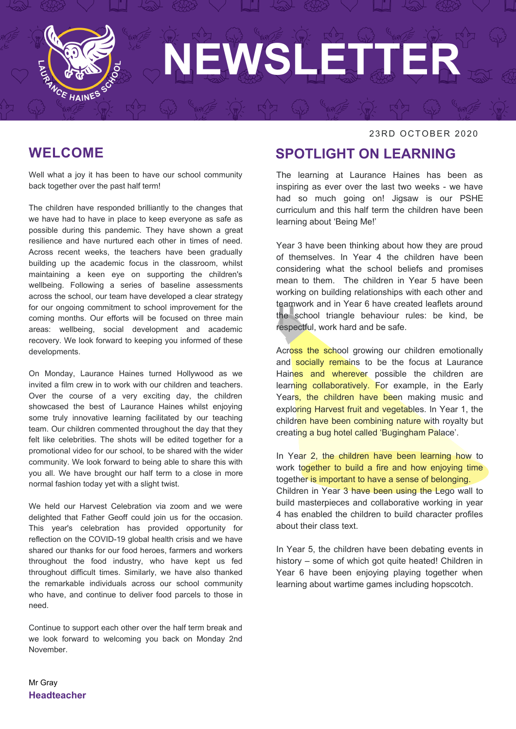# NEWSLETTER

LAURANCE HAINES SCHOOL

23RD OCTOBER 2020

## WELCOME

Well what a joy it has been to have our school community back together over the past half term!

The children have responded brilliantly to the changes that we have had to have in place to keep everyone as safe as possible during this pandemic. They have shown a great resilience and have nurtured each other in times of need. Across recent weeks, the teachers have been gradually building up the academic focus in the classroom, whilst maintaining a keen eye on supporting the children's wellbeing. Following a series of baseline assessments across the school, our team have developed a clear strategy for our ongoing commitment to school improvement for the coming months. Our efforts will be focused on three main areas: wellbeing, social development and academic recovery. We look forward to keeping you informed of these developments.

On Monday, Laurance Haines turned Hollywood as we invited a film crew in to work with our children and teachers. Over the course of a very exciting day, the children showcased the best of Laurance Haines whilst enjoying some truly innovative learning facilitated by our teaching team. Our children commented throughout the day that they felt like celebrities. The shots will be edited together for a promotional video for our school, to be shared with the wider community. We look forward to being able to share this with you all. We have brought our half term to a close in more normal fashion today yet with a slight twist.

We held our Harvest Celebration via zoom and we were delighted that Father Geoff could join us for the occasion. This year's celebration has provided opportunity for reflection on the COVID-19 global health crisis and we have shared our thanks for our food heroes, farmers and workers throughout the food industry, who have kept us fed throughout difficult times. Similarly, we have also thanked the remarkable individuals across our school community who have, and continue to deliver food parcels to those in need.

Continue to support each other over the half term break and we look forward to welcoming you back on Monday 2nd November.

Mr Gray
**Headteacher**

## SPOTLIGHT ON LEARNING

The learning at Laurance Haines has been as inspiring as ever over the last two weeks - we have had so much going on! Jigsaw is our PSHE curriculum and this half term the children have been learning about 'Being Me!'

Year 3 have been thinking about how they are proud of themselves. In Year 4 the children have been considering what the school beliefs and promises mean to them. The children in Year 5 have been working on building relationships with each other and teamwork and in Year 6 have created leaflets around the school triangle behaviour rules: be kind, be respectful, work hard and be safe.

Across the school growing our children emotionally and socially remains to be the focus at Laurance Haines and wherever possible the children are learning collaboratively. For example, in the Early Years, the children have been making music and exploring Harvest fruit and vegetables. In Year 1, the children have been combining nature with royalty but creating a bug hotel called 'Bugingham Palace'.

In Year 2, the children have been learning how to work together to build a fire and how enjoying time together is important to have a sense of belonging. Children in Year 3 have been using the Lego wall to build masterpieces and collaborative working in year 4 has enabled the children to build character profiles about their class text.

In Year 5, the children have been debating events in history – some of which got quite heated! Children in Year 6 have been enjoying playing together when learning about wartime games including hopscotch.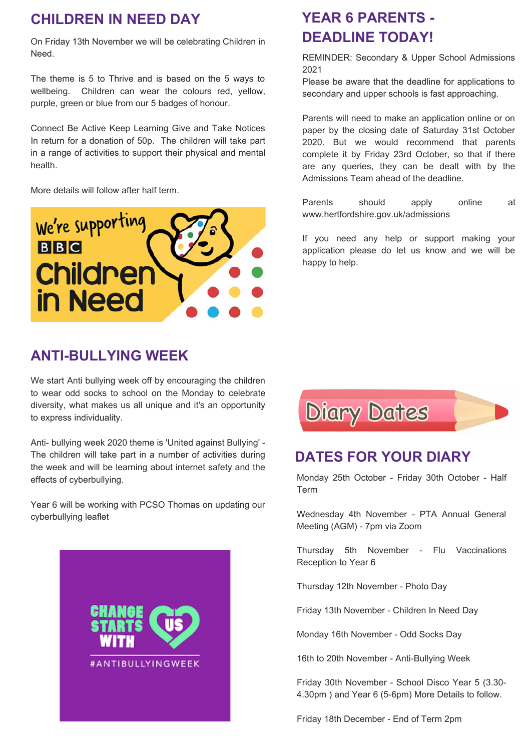## CHILDREN IN NEED DAY

On Friday 13th November we will be celebrating Children in Need.

The theme is 5 to Thrive and is based on the 5 ways to wellbeing. Children can wear the colours red, yellow, purple, green or blue from our 5 badges of honour.

Connect Be Active Keep Learning Give and Take Notices In return for a donation of 50p. The children will take part in a range of activities to support their physical and mental health.

More details will follow after half term.

## ANTI-BULLYING WEEK

We start Anti bullying week off by encouraging the children to wear odd socks to school on the Monday to celebrate diversity, what makes us all unique and it's an opportunity to express individuality.

Anti- bullying week 2020 theme is 'United against Bullying' - The children will take part in a number of activities during the week and will be learning about internet safety and the effects of cyberbullying.

Year 6 will be working with PCSO Thomas on updating our cyberbullying leaflet

## YEAR 6 PARENTS - DEADLINE TODAY!

REMINDER: Secondary & Upper School Admissions 2021
Please be aware that the deadline for applications to secondary and upper schools is fast approaching.

Parents will need to make an application online or on paper by the closing date of Saturday 31st October 2020. But we would recommend that parents complete it by Friday 23rd October, so that if there are any queries, they can be dealt with by the Admissions Team ahead of the deadline.

Parents should apply online at www.hertfordshire.gov.uk/admissions

If you need any help or support making your application please do let us know and we will be happy to help.

## DATES FOR YOUR DIARY

Monday 25th October - Friday 30th October - Half Term

Wednesday 4th November - PTA Annual General Meeting (AGM) - 7pm via Zoom

Thursday 5th November - Flu Vaccinations Reception to Year 6

Thursday 12th November - Photo Day

Friday 13th November - Children In Need Day

Monday 16th November - Odd Socks Day

16th to 20th November - Anti-Bullying Week

Friday 30th November - School Disco Year 5 (3.30-4.30pm ) and Year 6 (5-6pm) More Details to follow.

Friday 18th December - End of Term 2pm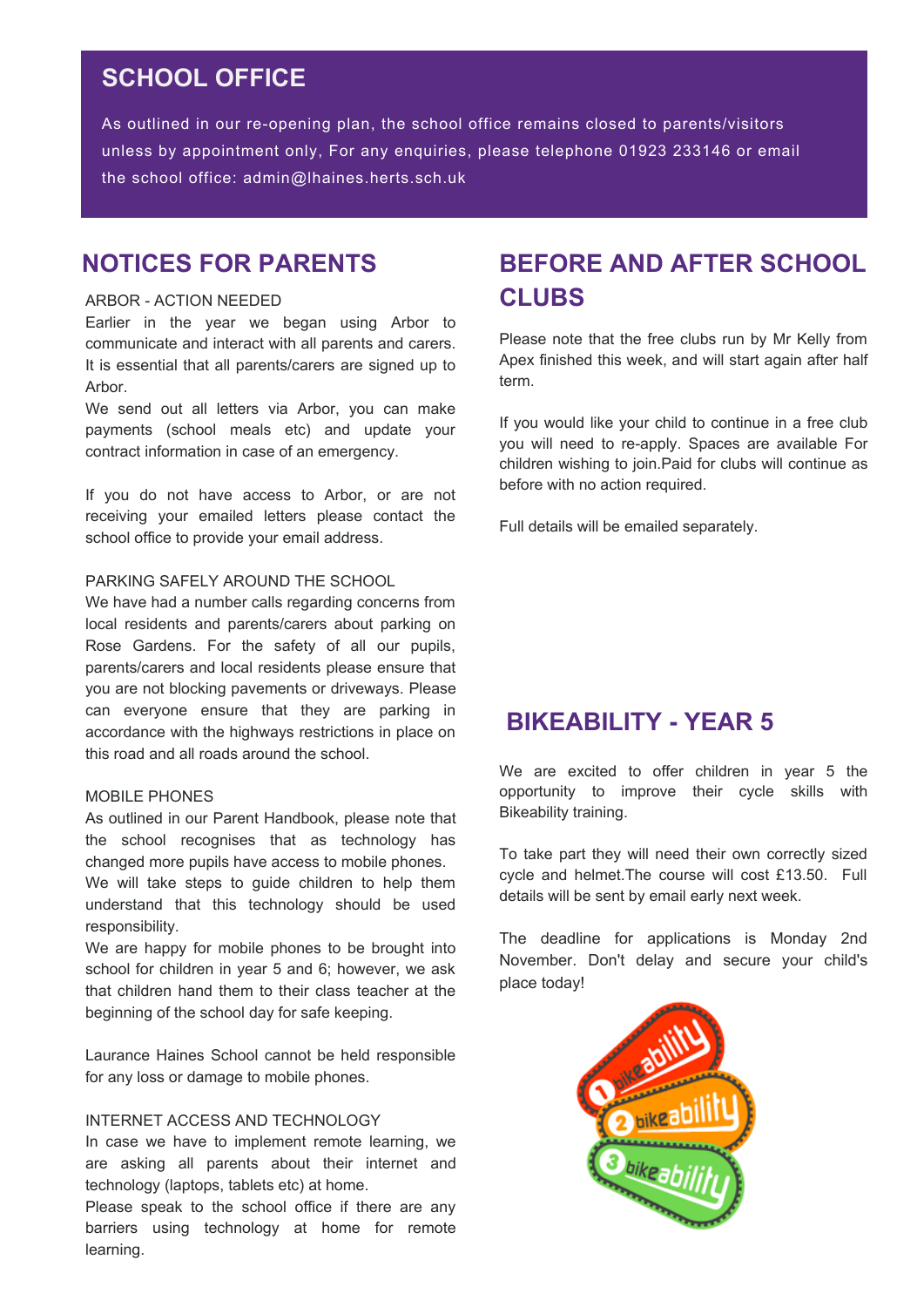## SCHOOL OFFICE

As outlined in our re-opening plan, the school office remains closed to parents/visitors unless by appointment only, For any enquiries, please telephone 01923 233146 or email the school office: admin@lhaines.herts.sch.uk

## NOTICES FOR PARENTS

ARBOR - ACTION NEEDED

Earlier in the year we began using Arbor to communicate and interact with all parents and carers. It is essential that all parents/carers are signed up to Arbor.

We send out all letters via Arbor, you can make payments (school meals etc) and update your contract information in case of an emergency.

If you do not have access to Arbor, or are not receiving your emailed letters please contact the school office to provide your email address.

PARKING SAFELY AROUND THE SCHOOL

We have had a number calls regarding concerns from local residents and parents/carers about parking on Rose Gardens. For the safety of all our pupils, parents/carers and local residents please ensure that you are not blocking pavements or driveways. Please can everyone ensure that they are parking in accordance with the highways restrictions in place on this road and all roads around the school.

MOBILE PHONES

As outlined in our Parent Handbook, please note that the school recognises that as technology has changed more pupils have access to mobile phones.

We will take steps to guide children to help them understand that this technology should be used responsibility.

We are happy for mobile phones to be brought into school for children in year 5 and 6; however, we ask that children hand them to their class teacher at the beginning of the school day for safe keeping.

Laurance Haines School cannot be held responsible for any loss or damage to mobile phones.

INTERNET ACCESS AND TECHNOLOGY

In case we have to implement remote learning, we are asking all parents about their internet and technology (laptops, tablets etc) at home.

Please speak to the school office if there are any barriers using technology at home for remote learning.

## BEFORE AND AFTER SCHOOL CLUBS

Please note that the free clubs run by Mr Kelly from Apex finished this week, and will start again after half term.

If you would like your child to continue in a free club you will need to re-apply. Spaces are available For children wishing to join.Paid for clubs will continue as before with no action required.

Full details will be emailed separately.

## BIKEABILITY - YEAR 5

We are excited to offer children in year 5 the opportunity to improve their cycle skills with Bikeability training.

To take part they will need their own correctly sized cycle and helmet.The course will cost £13.50. Full details will be sent by email early next week.

The deadline for applications is Monday 2nd November. Don't delay and secure your child's place today!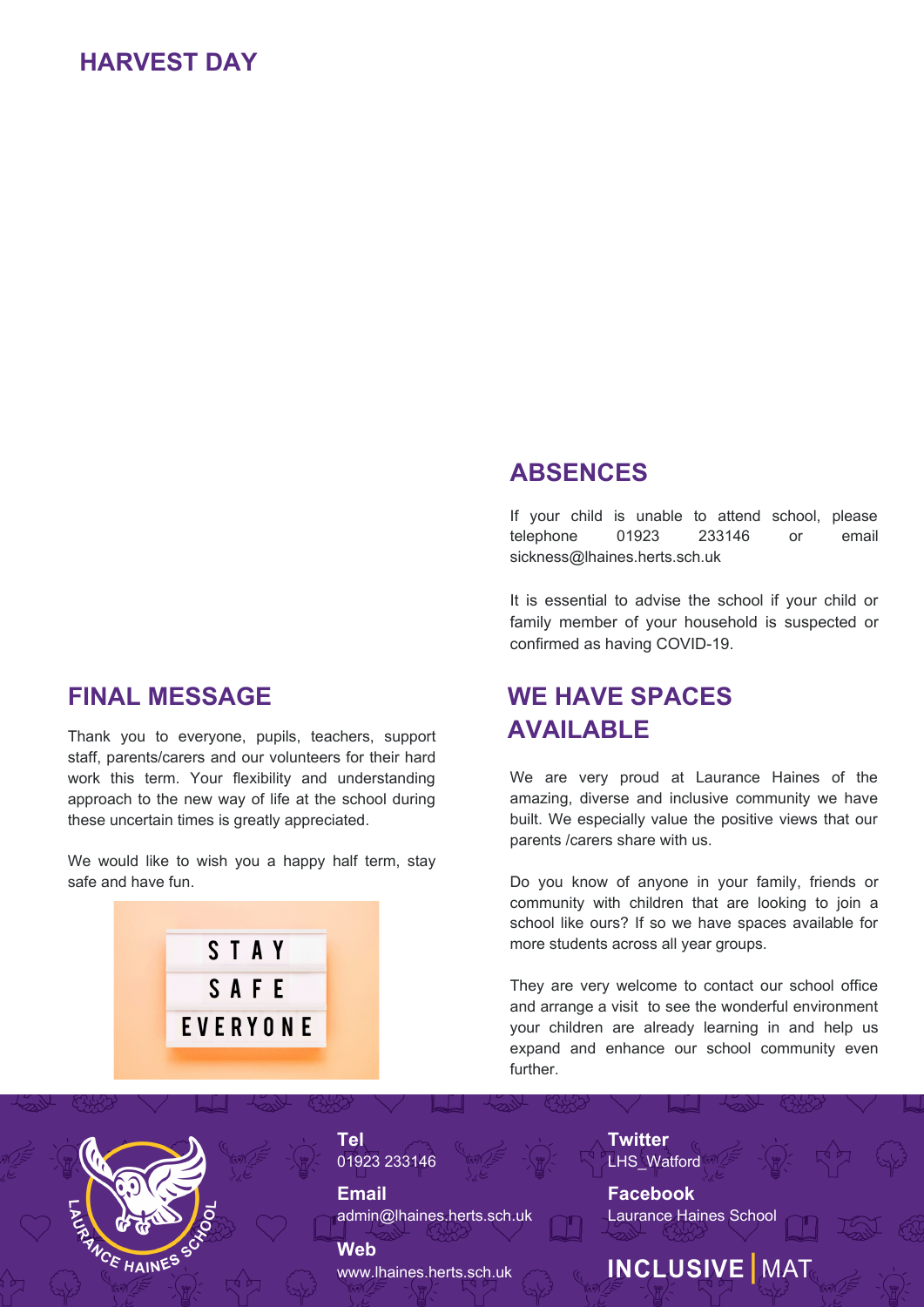## HARVEST DAY

## ABSENCES

If your child is unable to attend school, please telephone 01923 233146 or email sickness@lhaines.herts.sch.uk

It is essential to advise the school if your child or family member of your household is suspected or confirmed as having COVID-19.

## FINAL MESSAGE

Thank you to everyone, pupils, teachers, support staff, parents/carers and our volunteers for their hard work this term. Your flexibility and understanding approach to the new way of life at the school during these uncertain times is greatly appreciated.

We would like to wish you a happy half term, stay safe and have fun.

## WE HAVE SPACES AVAILABLE

We are very proud at Laurance Haines of the amazing, diverse and inclusive community we have built. We especially value the positive views that our parents /carers share with us.

Do you know of anyone in your family, friends or community with children that are looking to join a school like ours? If so we have spaces available for more students across all year groups.

They are very welcome to contact our school office and arrange a visit to see the wonderful environment your children are already learning in and help us expand and enhance our school community even further.

**Tel**
01923 233146

**Email**
admin@lhaines.herts.sch.uk

**Web**
www.lhaines.herts.sch.uk

**Twitter**
LHS_Watford

**Facebook**
Laurance Haines School

INCLUSIVE | MAT